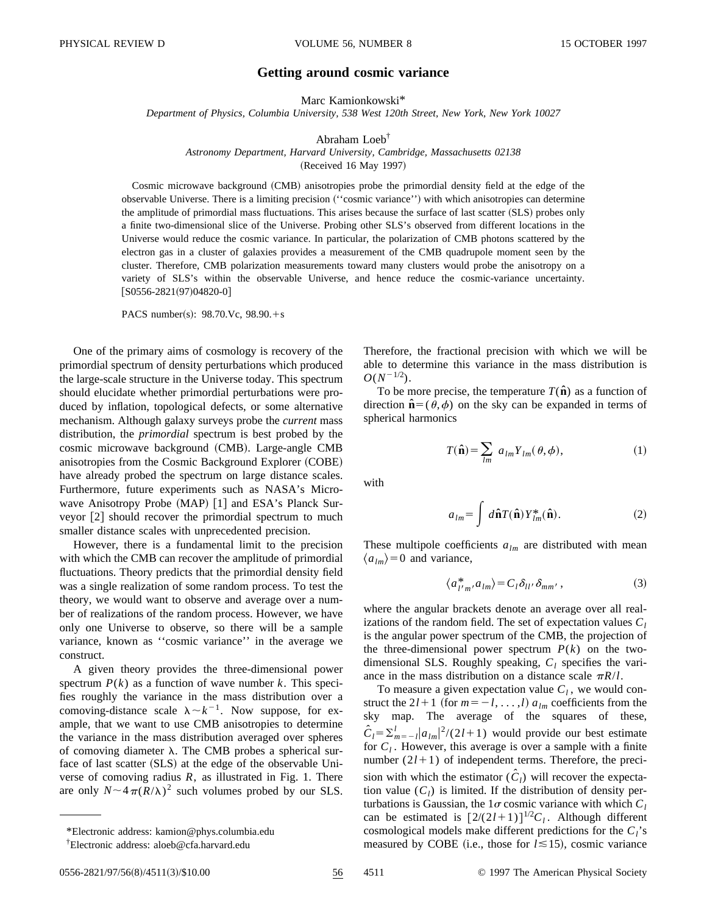# Getting around cosmic variance

Marc Kamionkowski*

*Department of Physics, Columbia University, 538 West 120th Street, New York, New York 10027*

Abraham Loeb†

*Astronomy Department, Harvard University, Cambridge, Massachusetts 02138*

(Received 16 May 1997)

Cosmic microwave background (CMB) anisotropies probe the primordial density field at the edge of the observable Universe. There is a limiting precision (''cosmic variance'') with which anisotropies can determine the amplitude of primordial mass fluctuations. This arises because the surface of last scatter (SLS) probes only a finite two-dimensional slice of the Universe. Probing other SLS's observed from different locations in the Universe would reduce the cosmic variance. In particular, the polarization of CMB photons scattered by the electron gas in a cluster of galaxies provides a measurement of the CMB quadrupole moment seen by the cluster. Therefore, CMB polarization measurements toward many clusters would probe the anisotropy on a variety of SLS's within the observable Universe, and hence reduce the cosmic-variance uncertainty. [S0556-2821(97)04820-0]

PACS number(s): 98.70.Vc, 98.90.+s

One of the primary aims of cosmology is recovery of the primordial spectrum of density perturbations which produced the large-scale structure in the Universe today. This spectrum should elucidate whether primordial perturbations were produced by inflation, topological defects, or some alternative mechanism. Although galaxy surveys probe the *current* mass distribution, the *primordial* spectrum is best probed by the cosmic microwave background (CMB). Large-angle CMB anisotropies from the Cosmic Background Explorer (COBE) have already probed the spectrum on large distance scales. Furthermore, future experiments such as NASA's Microwave Anisotropy Probe (MAP) [1] and ESA's Planck Surveyor [2] should recover the primordial spectrum to much smaller distance scales with unprecedented precision.

However, there is a fundamental limit to the precision with which the CMB can recover the amplitude of primordial fluctuations. Theory predicts that the primordial density field was a single realization of some random process. To test the theory, we would want to observe and average over a number of realizations of the random process. However, we have only one Universe to observe, so there will be a sample variance, known as ''cosmic variance'' in the average we construct.

A given theory provides the three-dimensional power spectrum $P(k)$ as a function of wave number $k$. This specifies roughly the variance in the mass distribution over a comoving-distance scale $\lambda \sim k^{-1}$. Now suppose, for example, that we want to use CMB anisotropies to determine the variance in the mass distribution averaged over spheres of comoving diameter $\lambda$. The CMB probes a spherical surface of last scatter (SLS) at the edge of the observable Universe of comoving radius $R$, as illustrated in Fig. 1. There are only $N \sim 4\pi(R/\lambda)^2$ such volumes probed by our SLS. Therefore, the fractional precision with which we will be able to determine this variance in the mass distribution is $O(N^{-1/2})$.

To be more precise, the temperature $T(\hat{\mathbf{n}})$ as a function of direction $\hat{\mathbf{n}} = (\theta, \phi)$ on the sky can be expanded in terms of spherical harmonics

$$T(\hat{\mathbf{n}}) = \sum_{lm} a_{lm} Y_{lm}(\theta,\phi), \tag{1}$$

with

$$a_{lm} = \int d\hat{\mathbf{n}} T(\hat{\mathbf{n}}) Y_{lm}^*(\hat{\mathbf{n}}). \tag{2}$$

These multipole coefficients $a_{lm}$ are distributed with mean $\langle a_{lm} \rangle = 0$ and variance,

$$\langle a_{l'm'}^* a_{lm} \rangle = C_l \delta_{ll'} \delta_{mm'}, \tag{3}$$

where the angular brackets denote an average over all realizations of the random field. The set of expectation values $C_l$ is the angular power spectrum of the CMB, the projection of the three-dimensional power spectrum $P(k)$ on the two-dimensional SLS. Roughly speaking, $C_l$ specifies the variance in the mass distribution on a distance scale $\pi R/l$.

To measure a given expectation value $C_l$, we would construct the $2l+1$ (for $m=-l,\ldots,l$) $a_{lm}$ coefficients from the sky map. The average of the squares of these, $\hat{C}_l = \sum_{m=-l}^{l} |a_{lm}|^2/(2l+1)$ would provide our best estimate for $C_l$. However, this average is over a sample with a finite number $(2l+1)$ of independent terms. Therefore, the precision with which the estimator $(\hat{C}_l)$ will recover the expectation value $(C_l)$ is limited. If the distribution of density perturbations is Gaussian, the $1\sigma$ cosmic variance with which $C_l$ can be estimated is $[2/(2l+1)]^{1/2} C_l$. Although different cosmological models make different predictions for the $C_l$'s measured by COBE (i.e., those for $l \lesssim 15$), cosmic variance

*Electronic address: kamion@phys.columbia.edu

†Electronic address: aloeb@cfa.harvard.edu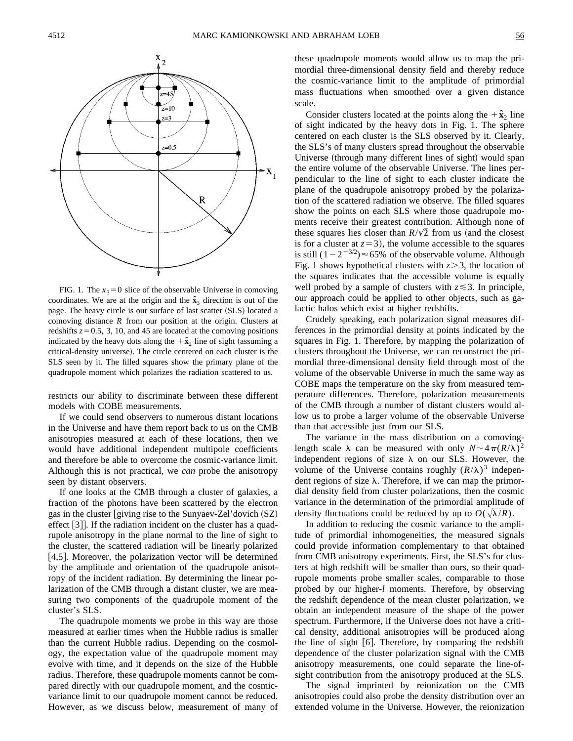FIG. 1. The $x_3=0$ slice of the observable Universe in comoving coordinates. We are at the origin and the $\hat{\mathbf{x}}_3$ direction is out of the page. The heavy circle is our surface of last scatter (SLS) located a comoving distance $R$ from our position at the origin. Clusters at redshifts $z=0.5$, 3, 10, and 45 are located at the comoving positions indicated by the heavy dots along the $+\hat{\mathbf{x}}_2$ line of sight (assuming a critical-density universe). The circle centered on each cluster is the SLS seen by it. The filled squares show the primary plane of the quadrupole moment which polarizes the radiation scattered to us.

restricts our ability to discriminate between these different models with COBE measurements.

If we could send observers to numerous distant locations in the Universe and have them report back to us on the CMB anisotropies measured at each of these locations, then we would have additional independent multipole coefficients and therefore be able to overcome the cosmic-variance limit. Although this is not practical, we *can* probe the anisotropy seen by distant observers.

If one looks at the CMB through a cluster of galaxies, a fraction of the photons have been scattered by the electron gas in the cluster [giving rise to the Sunyaev-Zel'dovich (SZ) effect [3]]. If the radiation incident on the cluster has a quadrupole anisotropy in the plane normal to the line of sight to the cluster, the scattered radiation will be linearly polarized [4,5]. Moreover, the polarization vector will be determined by the amplitude and orientation of the quadrupole anisotropy of the incident radiation. By determining the linear polarization of the CMB through a distant cluster, we are measuring two components of the quadrupole moment of the cluster's SLS.

The quadrupole moments we probe in this way are those measured at earlier times when the Hubble radius is smaller than the current Hubble radius. Depending on the cosmology, the expectation value of the quadrupole moment may evolve with time, and it depends on the size of the Hubble radius. Therefore, these quadrupole moments cannot be compared directly with our quadrupole moment, and the cosmic-variance limit to our quadrupole moment cannot be reduced. However, as we discuss below, measurement of many of these quadrupole moments would allow us to map the primordial three-dimensional density field and thereby reduce the cosmic-variance limit to the amplitude of primordial mass fluctuations when smoothed over a given distance scale.

Consider clusters located at the points along the $+\hat{\mathbf{x}}_2$ line of sight indicated by the heavy dots in Fig. 1. The sphere centered on each cluster is the SLS observed by it. Clearly, the SLS's of many clusters spread throughout the observable Universe (through many different lines of sight) would span the entire volume of the observable Universe. The lines perpendicular to the line of sight to each cluster indicate the plane of the quadrupole anisotropy probed by the polarization of the scattered radiation we observe. The filled squares show the points on each SLS where those quadrupole moments receive their greatest contribution. Although none of these squares lies closer than $R/\sqrt{2}$ from us (and the closest is for a cluster at $z=3$), the volume accessible to the squares is still $(1-2^{-3/2})\approx 65\%$ of the observable volume. Although Fig. 1 shows hypothetical clusters with $z>3$, the location of the squares indicates that the accessible volume is equally well probed by a sample of clusters with $z\lesssim 3$. In principle, our approach could be applied to other objects, such as galactic halos which exist at higher redshifts.

Crudely speaking, each polarization signal measures differences in the primordial density at points indicated by the squares in Fig. 1. Therefore, by mapping the polarization of clusters throughout the Universe, we can reconstruct the primordial three-dimensional density field through most of the volume of the observable Universe in much the same way as COBE maps the temperature on the sky from measured temperature differences. Therefore, polarization measurements of the CMB through a number of distant clusters would allow us to probe a larger volume of the observable Universe than that accessible just from our SLS.

The variance in the mass distribution on a comoving-length scale $\lambda$ can be measured with only $N\sim 4\pi(R/\lambda)^2$ independent regions of size $\lambda$ on our SLS. However, the volume of the Universe contains roughly $(R/\lambda)^3$ independent regions of size $\lambda$. Therefore, if we can map the primordial density field from cluster polarizations, then the cosmic variance in the determination of the primordial amplitude of density fluctuations could be reduced by up to $O(\sqrt{\lambda/R})$.

In addition to reducing the cosmic variance to the amplitude of primordial inhomogeneities, the measured signals could provide information complementary to that obtained from CMB anisotropy experiments. First, the SLS's for clusters at high redshift will be smaller than ours, so their quadrupole moments probe smaller scales, comparable to those probed by our higher-$l$ moments. Therefore, by observing the redshift dependence of the mean cluster polarization, we obtain an independent measure of the shape of the power spectrum. Furthermore, if the Universe does not have a critical density, additional anisotropies will be produced along the line of sight [6]. Therefore, by comparing the redshift dependence of the cluster polarization signal with the CMB anisotropy measurements, one could separate the line-of-sight contribution from the anisotropy produced at the SLS.

The signal imprinted by reionization on the CMB anisotropies could also probe the density distribution over an extended volume in the Universe. However, the reionization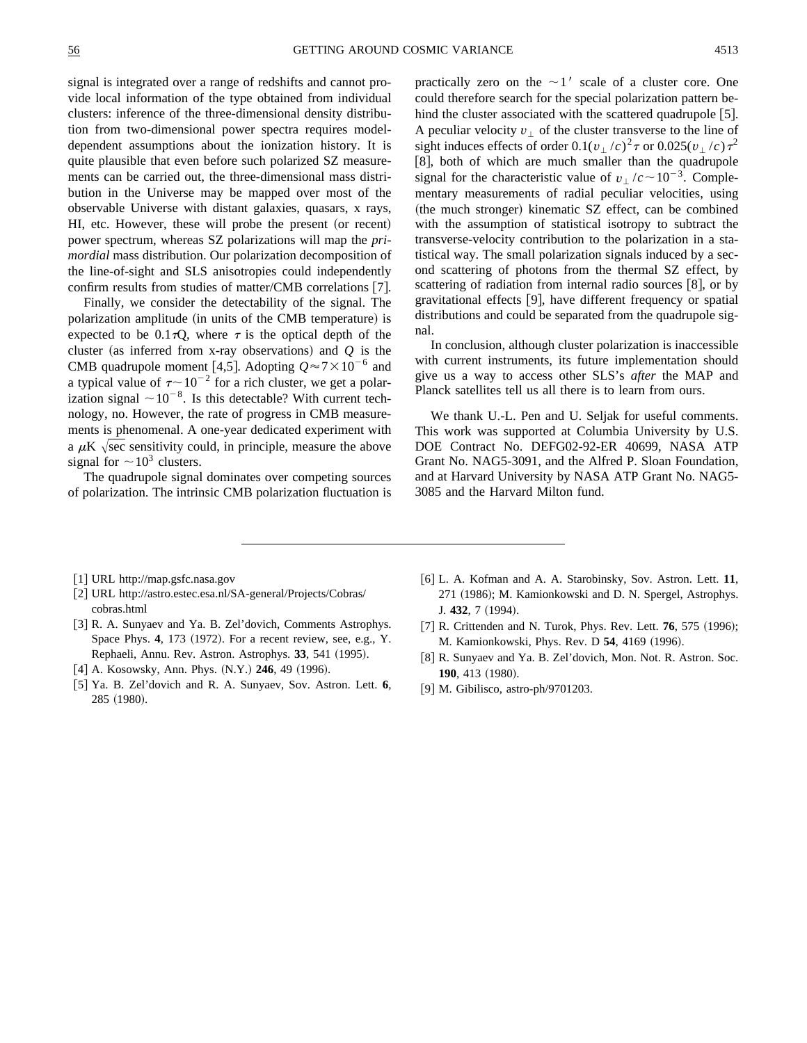signal is integrated over a range of redshifts and cannot provide local information of the type obtained from individual clusters: inference of the three-dimensional density distribution from two-dimensional power spectra requires model-dependent assumptions about the ionization history. It is quite plausible that even before such polarized SZ measurements can be carried out, the three-dimensional mass distribution in the Universe may be mapped over most of the observable Universe with distant galaxies, quasars, x rays, HI, etc. However, these will probe the present (or recent) power spectrum, whereas SZ polarizations will map the *primordial* mass distribution. Our polarization decomposition of the line-of-sight and SLS anisotropies could independently confirm results from studies of matter/CMB correlations [7].

Finally, we consider the detectability of the signal. The polarization amplitude (in units of the CMB temperature) is expected to be $0.1\tau Q$, where $\tau$ is the optical depth of the cluster (as inferred from x-ray observations) and $Q$ is the CMB quadrupole moment [4,5]. Adopting $Q \approx 7\times10^{-6}$ and a typical value of $\tau \sim 10^{-2}$ for a rich cluster, we get a polarization signal $\sim 10^{-8}$. Is this detectable? With current technology, no. However, the rate of progress in CMB measurements is phenomenal. A one-year dedicated experiment with a $\mu$K $\sqrt{\text{sec}}$ sensitivity could, in principle, measure the above signal for $\sim 10^3$ clusters.

The quadrupole signal dominates over competing sources of polarization. The intrinsic CMB polarization fluctuation is practically zero on the $\sim 1'$ scale of a cluster core. One could therefore search for the special polarization pattern behind the cluster associated with the scattered quadrupole [5]. A peculiar velocity $v_\perp$ of the cluster transverse to the line of sight induces effects of order $0.1(v_\perp/c)^2\tau$ or $0.025(v_\perp/c)\tau^2$ [8], both of which are much smaller than the quadrupole signal for the characteristic value of $v_\perp/c \sim 10^{-3}$. Complementary measurements of radial peculiar velocities, using (the much stronger) kinematic SZ effect, can be combined with the assumption of statistical isotropy to subtract the transverse-velocity contribution to the polarization in a statistical way. The small polarization signals induced by a second scattering of photons from the thermal SZ effect, by scattering of radiation from internal radio sources [8], or by gravitational effects [9], have different frequency or spatial distributions and could be separated from the quadrupole signal.

In conclusion, although cluster polarization is inaccessible with current instruments, its future implementation should give us a way to access other SLS's *after* the MAP and Planck satellites tell us all there is to learn from ours.

We thank U.-L. Pen and U. Seljak for useful comments. This work was supported at Columbia University by U.S. DOE Contract No. DEFG02-92-ER 40699, NASA ATP Grant No. NAG5-3091, and the Alfred P. Sloan Foundation, and at Harvard University by NASA ATP Grant No. NAG5-3085 and the Harvard Milton fund.

---

[1] URL http://map.gsfc.nasa.gov

[2] URL http://astro.estec.esa.nl/SA-general/Projects/Cobras/cobras.html

[3] R. A. Sunyaev and Ya. B. Zel'dovich, Comments Astrophys. Space Phys. **4**, 173 (1972). For a recent review, see, e.g., Y. Rephaeli, Annu. Rev. Astron. Astrophys. **33**, 541 (1995).

[4] A. Kosowsky, Ann. Phys. (N.Y.) **246**, 49 (1996).

[5] Ya. B. Zel'dovich and R. A. Sunyaev, Sov. Astron. Lett. **6**, 285 (1980).

[6] L. A. Kofman and A. A. Starobinsky, Sov. Astron. Lett. **11**, 271 (1986); M. Kamionkowski and D. N. Spergel, Astrophys. J. **432**, 7 (1994).

[7] R. Crittenden and N. Turok, Phys. Rev. Lett. **76**, 575 (1996); M. Kamionkowski, Phys. Rev. D **54**, 4169 (1996).

[8] R. Sunyaev and Ya. B. Zel'dovich, Mon. Not. R. Astron. Soc. **190**, 413 (1980).

[9] M. Gibilisco, astro-ph/9701203.